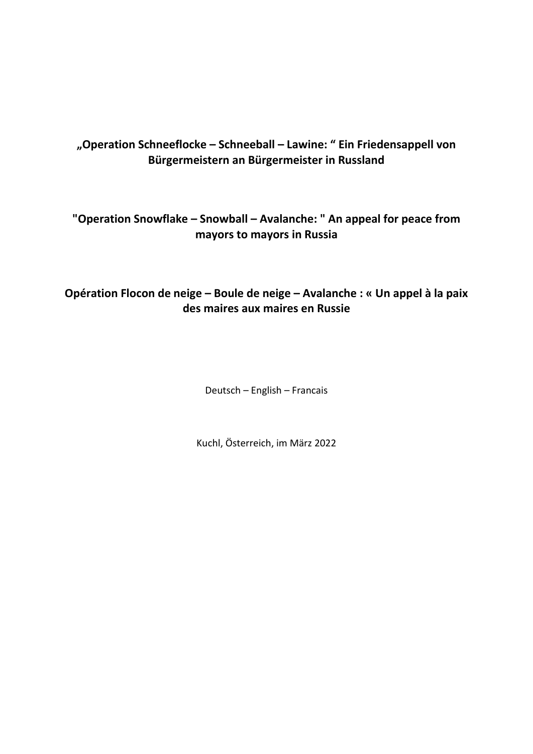**„Operation Schneeflocke – Schneeball – Lawine: " Ein Friedensappell von Bürgermeistern an Bürgermeister in Russland**

**"Operation Snowflake – Snowball – Avalanche: " An appeal for peace from mayors to mayors in Russia**

**Opération Flocon de neige – Boule de neige – Avalanche : « Un appel à la paix des maires aux maires en Russie**

Deutsch – English – Francais

Kuchl, Österreich, im März 2022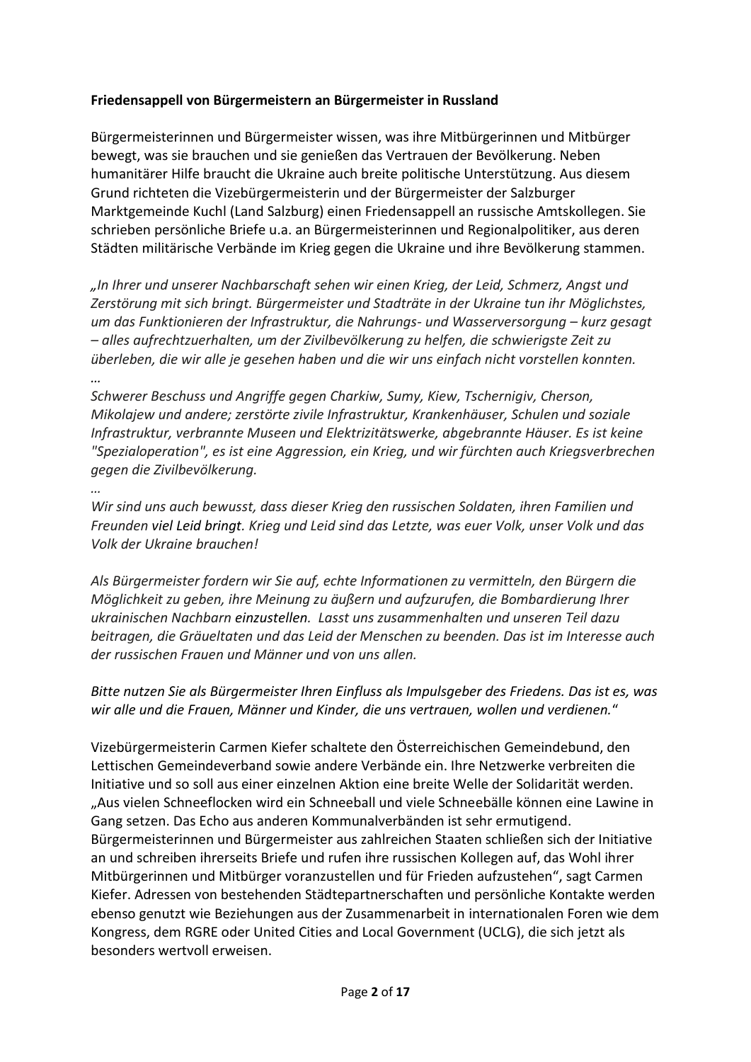**Friedensappell von Bürgermeistern an Bürgermeister in Russland**

Bürgermeisterinnen und Bürgermeister wissen, was ihre Mitbürgerinnen und Mitbürger bewegt, was sie brauchen und sie genießen das Vertrauen der Bevölkerung. Neben humanitärer Hilfe braucht die Ukraine auch breite politische Unterstützung. Aus diesem Grund richteten die Vizebürgermeisterin und der Bürgermeister der Salzburger Marktgemeinde Kuchl (Land Salzburg) einen Friedensappell an russische Amtskollegen. Sie schrieben persönliche Briefe u.a. an Bürgermeisterinnen und Regionalpolitiker, aus deren Städten militärische Verbände im Krieg gegen die Ukraine und ihre Bevölkerung stammen.

*„In Ihrer und unserer Nachbarschaft sehen wir einen Krieg, der Leid, Schmerz, Angst und Zerstörung mit sich bringt. Bürgermeister und Stadträte in der Ukraine tun ihr Möglichstes, um das Funktionieren der Infrastruktur, die Nahrungs- und Wasserversorgung – kurz gesagt – alles aufrechtzuerhalten, um der Zivilbevölkerung zu helfen, die schwierigste Zeit zu überleben, die wir alle je gesehen haben und die wir uns einfach nicht vorstellen konnten.*
*…*
*Schwerer Beschuss und Angriffe gegen Charkiw, Sumy, Kiew, Tschernigiv, Cherson, Mikolajew und andere; zerstörte zivile Infrastruktur, Krankenhäuser, Schulen und soziale Infrastruktur, verbrannte Museen und Elektrizitätswerke, abgebrannte Häuser. Es ist keine "Spezialoperation", es ist eine Aggression, ein Krieg, und wir fürchten auch Kriegsverbrechen gegen die Zivilbevölkerung.*
*…*
*Wir sind uns auch bewusst, dass dieser Krieg den russischen Soldaten, ihren Familien und Freunden viel Leid bringt. Krieg und Leid sind das Letzte, was euer Volk, unser Volk und das Volk der Ukraine brauchen!*

*Als Bürgermeister fordern wir Sie auf, echte Informationen zu vermitteln, den Bürgern die Möglichkeit zu geben, ihre Meinung zu äußern und aufzurufen, die Bombardierung Ihrer ukrainischen Nachbarn einzustellen. Lasst uns zusammenhalten und unseren Teil dazu beitragen, die Gräueltaten und das Leid der Menschen zu beenden. Das ist im Interesse auch der russischen Frauen und Männer und von uns allen.*

*Bitte nutzen Sie als Bürgermeister Ihren Einfluss als Impulsgeber des Friedens. Das ist es, was wir alle und die Frauen, Männer und Kinder, die uns vertrauen, wollen und verdienen.*"

Vizebürgermeisterin Carmen Kiefer schaltete den Österreichischen Gemeindebund, den Lettischen Gemeindeverband sowie andere Verbände ein. Ihre Netzwerke verbreiten die Initiative und so soll aus einer einzelnen Aktion eine breite Welle der Solidarität werden. „Aus vielen Schneeflocken wird ein Schneeball und viele Schneebälle können eine Lawine in Gang setzen. Das Echo aus anderen Kommunalverbänden ist sehr ermutigend. Bürgermeisterinnen und Bürgermeister aus zahlreichen Staaten schließen sich der Initiative an und schreiben ihrerseits Briefe und rufen ihre russischen Kollegen auf, das Wohl ihrer Mitbürgerinnen und Mitbürger voranzustellen und für Frieden aufzustehen", sagt Carmen Kiefer. Adressen von bestehenden Städtepartnerschaften und persönliche Kontakte werden ebenso genutzt wie Beziehungen aus der Zusammenarbeit in internationalen Foren wie dem Kongress, dem RGRE oder United Cities and Local Government (UCLG), die sich jetzt als besonders wertvoll erweisen.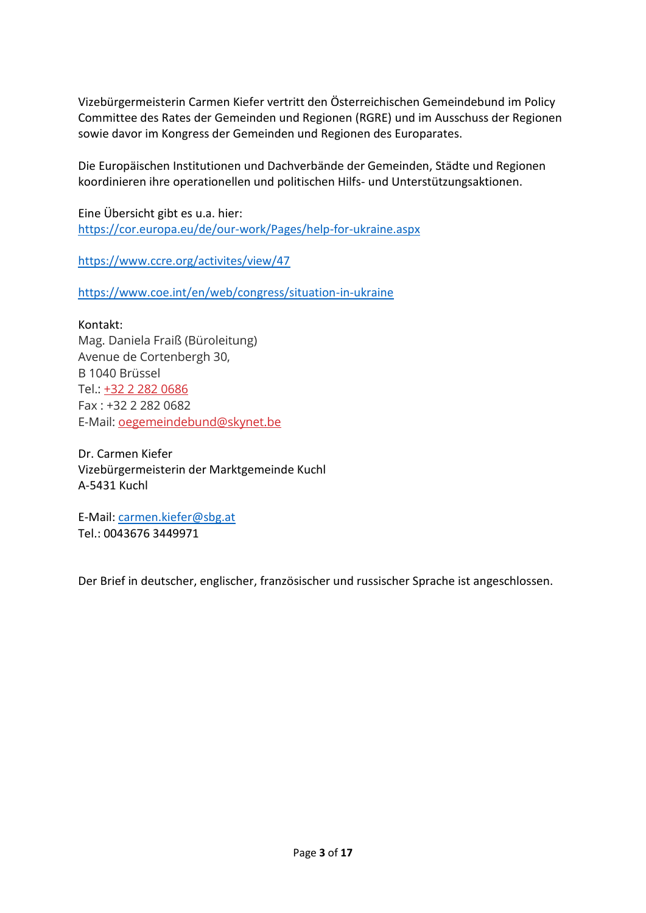Vizebürgermeisterin Carmen Kiefer vertritt den Österreichischen Gemeindebund im Policy Committee des Rates der Gemeinden und Regionen (RGRE) und im Ausschuss der Regionen sowie davor im Kongress der Gemeinden und Regionen des Europarates.

Die Europäischen Institutionen und Dachverbände der Gemeinden, Städte und Regionen koordinieren ihre operationellen und politischen Hilfs- und Unterstützungsaktionen.

Eine Übersicht gibt es u.a. hier:
https://cor.europa.eu/de/our-work/Pages/help-for-ukraine.aspx

https://www.ccre.org/activites/view/47

https://www.coe.int/en/web/congress/situation-in-ukraine

Kontakt:
Mag. Daniela Fraiß (Büroleitung)
Avenue de Cortenbergh 30,
B 1040 Brüssel
Tel.: +32 2 282 0686
Fax : +32 2 282 0682
E-Mail: oegemeindebund@skynet.be

Dr. Carmen Kiefer
Vizebürgermeisterin der Marktgemeinde Kuchl
A-5431 Kuchl

E-Mail: carmen.kiefer@sbg.at
Tel.: 0043676 3449971

Der Brief in deutscher, englischer, französischer und russischer Sprache ist angeschlossen.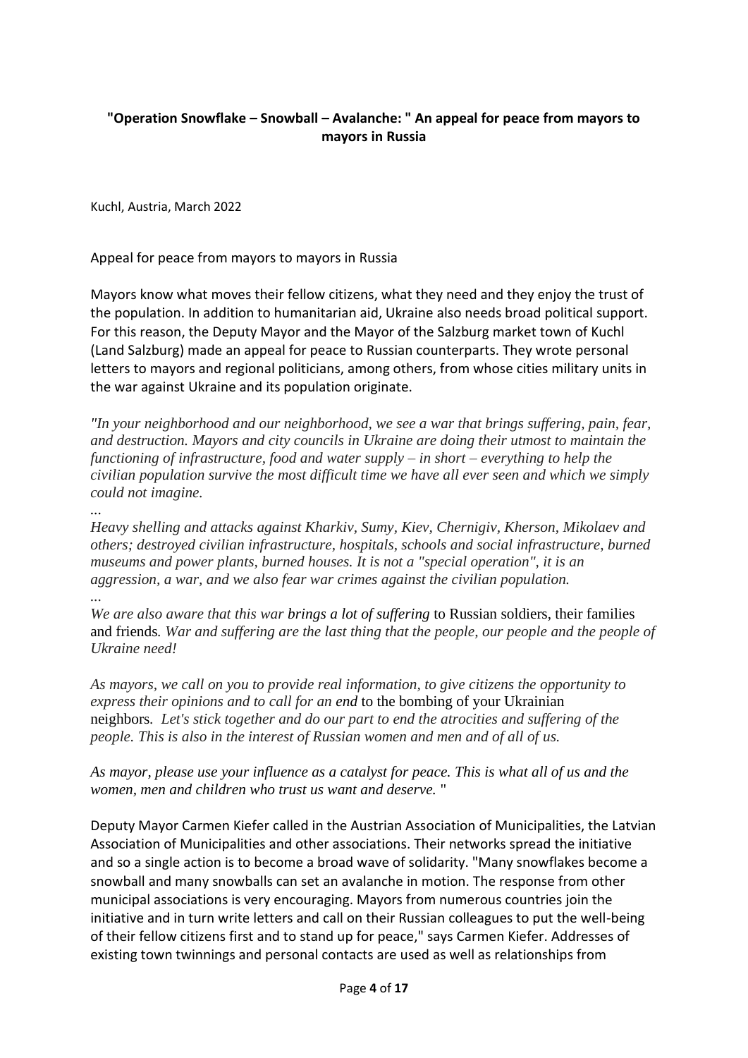**"Operation Snowflake – Snowball – Avalanche: " An appeal for peace from mayors to mayors in Russia**

Kuchl, Austria, March 2022

Appeal for peace from mayors to mayors in Russia

Mayors know what moves their fellow citizens, what they need and they enjoy the trust of the population. In addition to humanitarian aid, Ukraine also needs broad political support. For this reason, the Deputy Mayor and the Mayor of the Salzburg market town of Kuchl (Land Salzburg) made an appeal for peace to Russian counterparts. They wrote personal letters to mayors and regional politicians, among others, from whose cities military units in the war against Ukraine and its population originate.

*"In your neighborhood and our neighborhood, we see a war that brings suffering, pain, fear, and destruction. Mayors and city councils in Ukraine are doing their utmost to maintain the functioning of infrastructure, food and water supply – in short – everything to help the civilian population survive the most difficult time we have all ever seen and which we simply could not imagine.*

...

*Heavy shelling and attacks against Kharkiv, Sumy, Kiev, Chernigiv, Kherson, Mikolaev and others; destroyed civilian infrastructure, hospitals, schools and social infrastructure, burned museums and power plants, burned houses. It is not a "special operation", it is an aggression, a war, and we also fear war crimes against the civilian population.*

...

*We are also aware that this war brings a lot of suffering* to Russian soldiers, their families and friends*. War and suffering are the last thing that the people, our people and the people of Ukraine need!*

*As mayors, we call on you to provide real information, to give citizens the opportunity to express their opinions and to call for an end* to the bombing of your Ukrainian neighbors*. Let's stick together and do our part to end the atrocities and suffering of the people. This is also in the interest of Russian women and men and of all of us.*

*As mayor, please use your influence as a catalyst for peace. This is what all of us and the women, men and children who trust us want and deserve.* "

Deputy Mayor Carmen Kiefer called in the Austrian Association of Municipalities, the Latvian Association of Municipalities and other associations. Their networks spread the initiative and so a single action is to become a broad wave of solidarity. "Many snowflakes become a snowball and many snowballs can set an avalanche in motion. The response from other municipal associations is very encouraging. Mayors from numerous countries join the initiative and in turn write letters and call on their Russian colleagues to put the well-being of their fellow citizens first and to stand up for peace," says Carmen Kiefer. Addresses of existing town twinnings and personal contacts are used as well as relationships from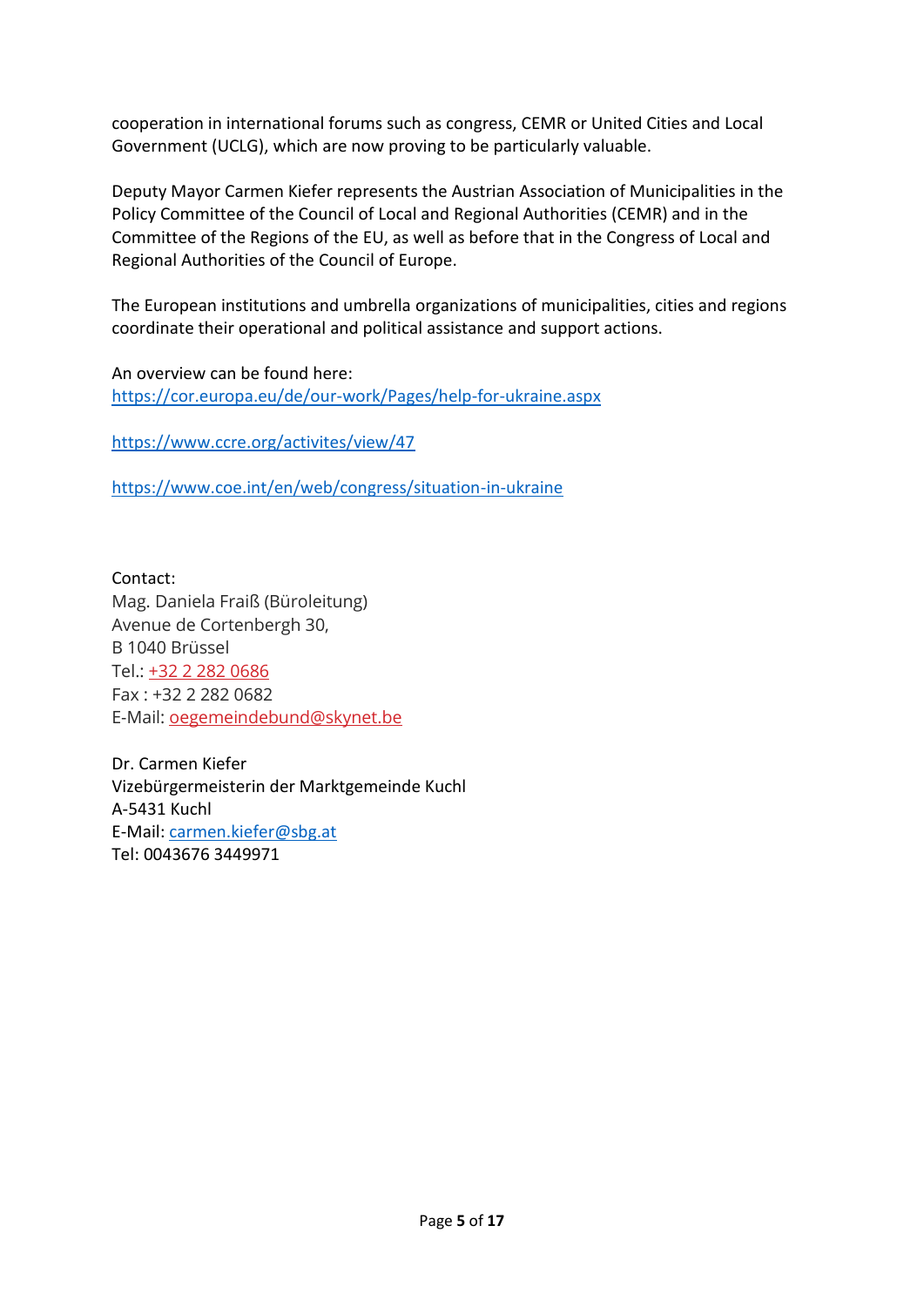cooperation in international forums such as congress, CEMR or United Cities and Local Government (UCLG), which are now proving to be particularly valuable.

Deputy Mayor Carmen Kiefer represents the Austrian Association of Municipalities in the Policy Committee of the Council of Local and Regional Authorities (CEMR) and in the Committee of the Regions of the EU, as well as before that in the Congress of Local and Regional Authorities of the Council of Europe.

The European institutions and umbrella organizations of municipalities, cities and regions coordinate their operational and political assistance and support actions.

An overview can be found here:
https://cor.europa.eu/de/our-work/Pages/help-for-ukraine.aspx

https://www.ccre.org/activites/view/47

https://www.coe.int/en/web/congress/situation-in-ukraine

Contact:
Mag. Daniela Fraiß (Büroleitung)
Avenue de Cortenbergh 30,
B 1040 Brüssel
Tel.: +32 2 282 0686
Fax : +32 2 282 0682
E-Mail: oegemeindebund@skynet.be

Dr. Carmen Kiefer
Vizebürgermeisterin der Marktgemeinde Kuchl
A-5431 Kuchl
E-Mail: carmen.kiefer@sbg.at
Tel: 0043676 3449971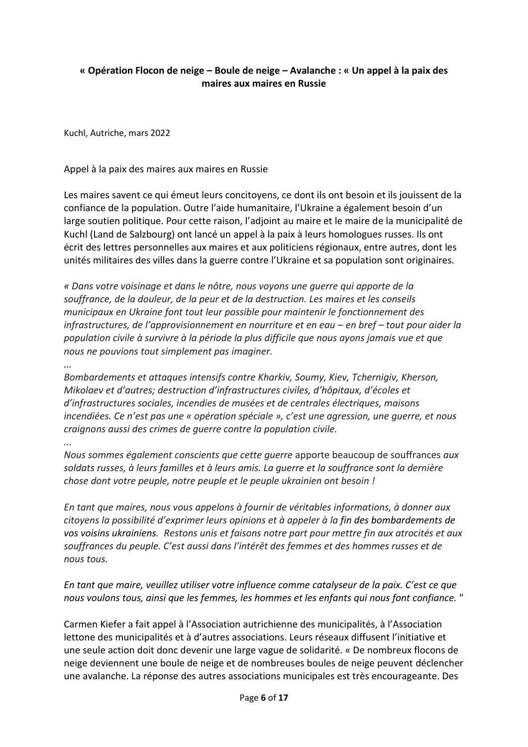**« Opération Flocon de neige – Boule de neige – Avalanche : « Un appel à la paix des maires aux maires en Russie**

Kuchl, Autriche, mars 2022

Appel à la paix des maires aux maires en Russie

Les maires savent ce qui émeut leurs concitoyens, ce dont ils ont besoin et ils jouissent de la confiance de la population. Outre l'aide humanitaire, l'Ukraine a également besoin d'un large soutien politique. Pour cette raison, l'adjoint au maire et le maire de la municipalité de Kuchl (Land de Salzbourg) ont lancé un appel à la paix à leurs homologues russes. Ils ont écrit des lettres personnelles aux maires et aux politiciens régionaux, entre autres, dont les unités militaires des villes dans la guerre contre l'Ukraine et sa population sont originaires.

*« Dans votre voisinage et dans le nôtre, nous voyons une guerre qui apporte de la souffrance, de la douleur, de la peur et de la destruction. Les maires et les conseils municipaux en Ukraine font tout leur possible pour maintenir le fonctionnement des infrastructures, de l'approvisionnement en nourriture et en eau – en bref – tout pour aider la population civile à survivre à la période la plus difficile que nous ayons jamais vue et que nous ne pouvions tout simplement pas imaginer.*

*...*

*Bombardements et attaques intensifs contre Kharkiv, Soumy, Kiev, Tchernigiv, Kherson, Mikolaev et d'autres; destruction d'infrastructures civiles, d'hôpitaux, d'écoles et d'infrastructures sociales, incendies de musées et de centrales électriques, maisons incendiées. Ce n'est pas une « opération spéciale », c'est une agression, une guerre, et nous craignons aussi des crimes de guerre contre la population civile.*

*...*

*Nous sommes également conscients que cette guerre* apporte beaucoup de souffrances *aux soldats russes, à leurs familles et à leurs amis. La guerre et la souffrance sont la dernière chose dont votre peuple, notre peuple et le peuple ukrainien ont besoin !*

*En tant que maires, nous vous appelons à fournir de véritables informations, à donner aux citoyens la possibilité d'exprimer leurs opinions et à appeler à la* fin des bombardements de *vos voisins ukrainiens. Restons unis et faisons notre part pour mettre fin aux atrocités et aux souffrances du peuple. C'est aussi dans l'intérêt des femmes et des hommes russes et de nous tous.*

*En tant que maire, veuillez utiliser votre influence comme catalyseur de la paix. C'est ce que nous voulons tous, ainsi que les femmes, les hommes et les enfants qui nous font confiance.* "

Carmen Kiefer a fait appel à l'Association autrichienne des municipalités, à l'Association lettone des municipalités et à d'autres associations. Leurs réseaux diffusent l'initiative et une seule action doit donc devenir une large vague de solidarité. « De nombreux flocons de neige deviennent une boule de neige et de nombreuses boules de neige peuvent déclencher une avalanche. La réponse des autres associations municipales est très encourageante. Des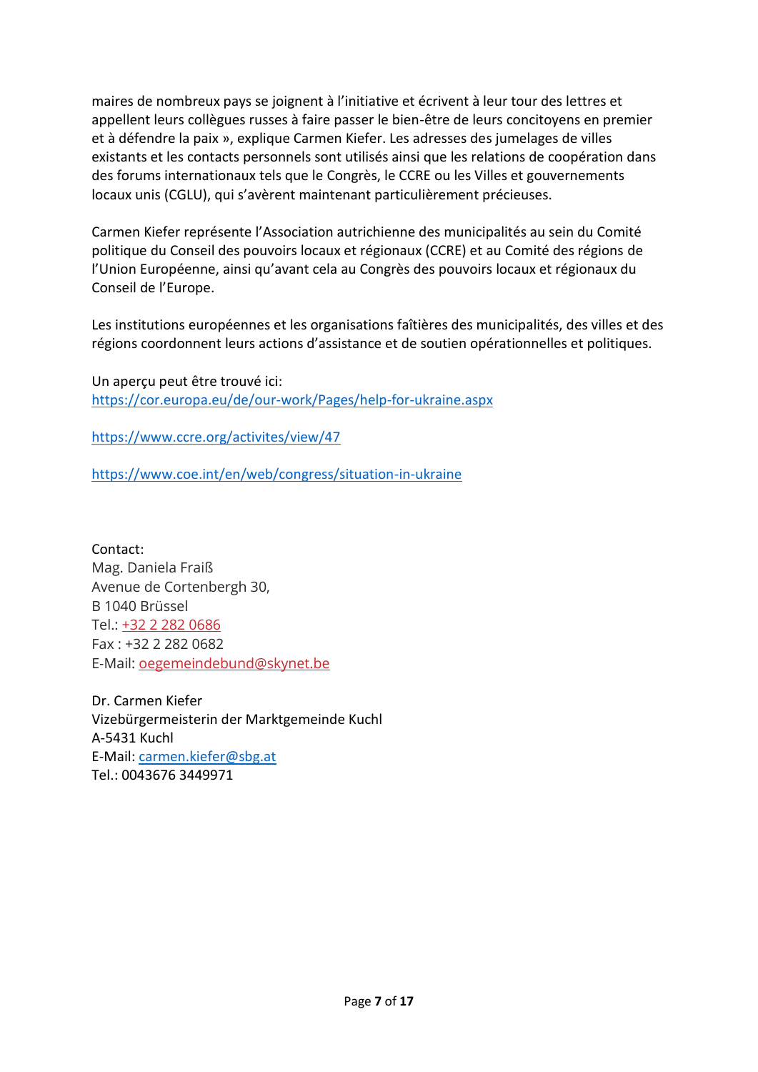maires de nombreux pays se joignent à l'initiative et écrivent à leur tour des lettres et appellent leurs collègues russes à faire passer le bien-être de leurs concitoyens en premier et à défendre la paix », explique Carmen Kiefer. Les adresses des jumelages de villes existants et les contacts personnels sont utilisés ainsi que les relations de coopération dans des forums internationaux tels que le Congrès, le CCRE ou les Villes et gouvernements locaux unis (CGLU), qui s'avèrent maintenant particulièrement précieuses.

Carmen Kiefer représente l'Association autrichienne des municipalités au sein du Comité politique du Conseil des pouvoirs locaux et régionaux (CCRE) et au Comité des régions de l'Union Européenne, ainsi qu'avant cela au Congrès des pouvoirs locaux et régionaux du Conseil de l'Europe.

Les institutions européennes et les organisations faîtières des municipalités, des villes et des régions coordonnent leurs actions d'assistance et de soutien opérationnelles et politiques.

Un aperçu peut être trouvé ici:
https://cor.europa.eu/de/our-work/Pages/help-for-ukraine.aspx

https://www.ccre.org/activites/view/47

https://www.coe.int/en/web/congress/situation-in-ukraine

Contact:
Mag. Daniela Fraiß
Avenue de Cortenbergh 30,
B 1040 Brüssel
Tel.: +32 2 282 0686
Fax : +32 2 282 0682
E-Mail: oegemeindebund@skynet.be

Dr. Carmen Kiefer
Vizebürgermeisterin der Marktgemeinde Kuchl
A-5431 Kuchl
E-Mail: carmen.kiefer@sbg.at
Tel.: 0043676 3449971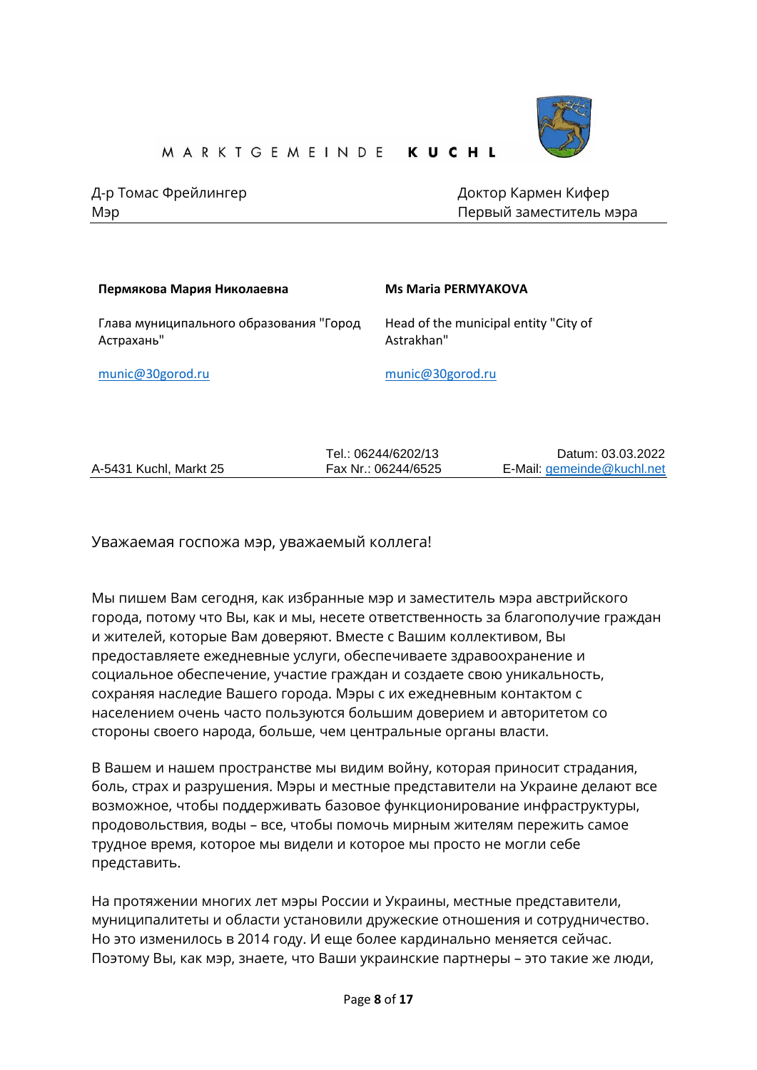MARKTGEMEINDE **KUCHL**

| Д-р Томас Фрейлингер<br>Мэр | Доктор Кармен Кифер<br>Первый заместитель мэра |
|---|---|

| **Пермякова Мария Николаевна** | **Ms Maria PERMYAKOVA** |
|---|---|
| Глава муниципального образования "Город Астрахань" | Head of the municipal entity "City of Astrakhan" |
| munic@30gorod.ru | munic@30gorod.ru |

| A-5431 Kuchl, Markt 25 | Tel.: 06244/6202/13<br>Fax Nr.: 06244/6525 | Datum: 03.03.2022<br>E-Mail: gemeinde@kuchl.net |
|---|---|---|

Уважаемая госпожа мэр, уважаемый коллега!

Мы пишем Вам сегодня, как избранные мэр и заместитель мэра австрийского города, потому что Вы, как и мы, несете ответственность за благополучие граждан и жителей, которые Вам доверяют. Вместе с Вашим коллективом, Вы предоставляете ежедневные услуги, обеспечиваете здравоохранение и социальное обеспечение, участие граждан и создаете свою уникальность, сохраняя наследие Вашего города. Мэры с их ежедневным контактом с населением очень часто пользуются большим доверием и авторитетом со стороны своего народа, больше, чем центральные органы власти.

В Вашем и нашем пространстве мы видим войну, которая приносит страдания, боль, страх и разрушения. Мэры и местные представители на Украине делают все возможное, чтобы поддерживать базовое функционирование инфраструктуры, продовольствия, воды – все, чтобы помочь мирным жителям пережить самое трудное время, которое мы видели и которое мы просто не могли себе представить.

На протяжении многих лет мэры России и Украины, местные представители, муниципалитеты и области установили дружеские отношения и сотрудничество. Но это изменилось в 2014 году. И еще более кардинально меняется сейчас. Поэтому Вы, как мэр, знаете, что Ваши украинские партнеры – это такие же люди,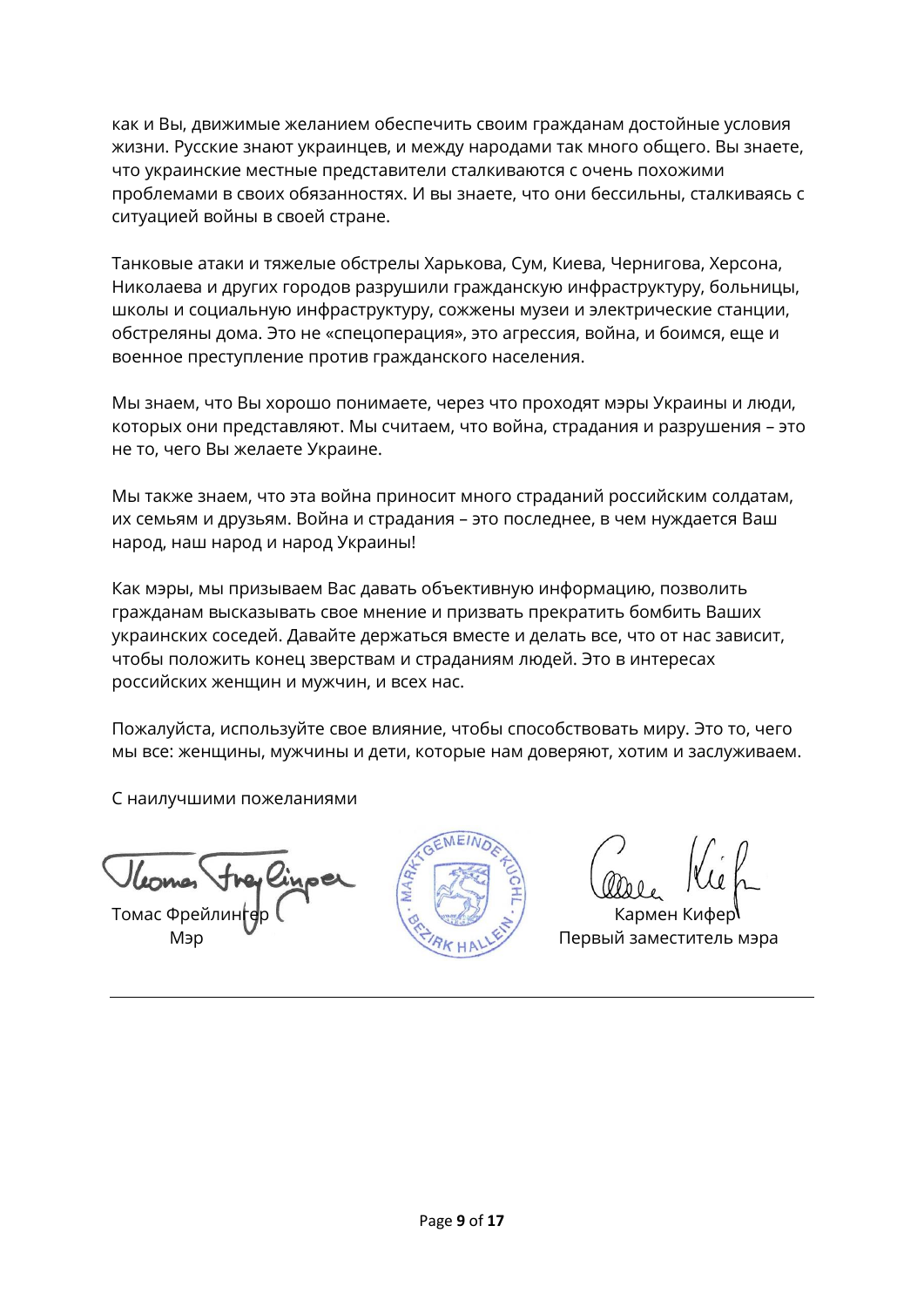как и Вы, движимые желанием обеспечить своим гражданам достойные условия жизни. Русские знают украинцев, и между народами так много общего. Вы знаете, что украинские местные представители сталкиваются с очень похожими проблемами в своих обязанностях. И вы знаете, что они бессильны, сталкиваясь с ситуацией войны в своей стране.

Танковые атаки и тяжелые обстрелы Харькова, Сум, Киева, Чернигова, Херсона, Николаева и других городов разрушили гражданскую инфраструктуру, больницы, школы и социальную инфраструктуру, сожжены музеи и электрические станции, обстреляны дома. Это не «спецоперация», это агрессия, война, и боимся, еще и военное преступление против гражданского населения.

Мы знаем, что Вы хорошо понимаете, через что проходят мэры Украины и люди, которых они представляют. Мы считаем, что война, страдания и разрушения – это не то, чего Вы желаете Украине.

Мы также знаем, что эта война приносит много страданий российским солдатам, их семьям и друзьям. Война и страдания – это последнее, в чем нуждается Ваш народ, наш народ и народ Украины!

Как мэры, мы призываем Вас давать объективную информацию, позволить гражданам высказывать свое мнение и призвать прекратить бомбить Ваших украинских соседей. Давайте держаться вместе и делать все, что от нас зависит, чтобы положить конец зверствам и страданиям людей. Это в интересах российских женщин и мужчин, и всех нас.

Пожалуйста, используйте свое влияние, чтобы способствовать миру. Это то, чего мы все: женщины, мужчины и дети, которые нам доверяют, хотим и заслуживаем.

С наилучшими пожеланиями

Томас Фрейлингер
Мэр

MARKTGEMEINDE KUCHL · BEZIRK HALLEIN

Кармен Кифер
Первый заместитель мэра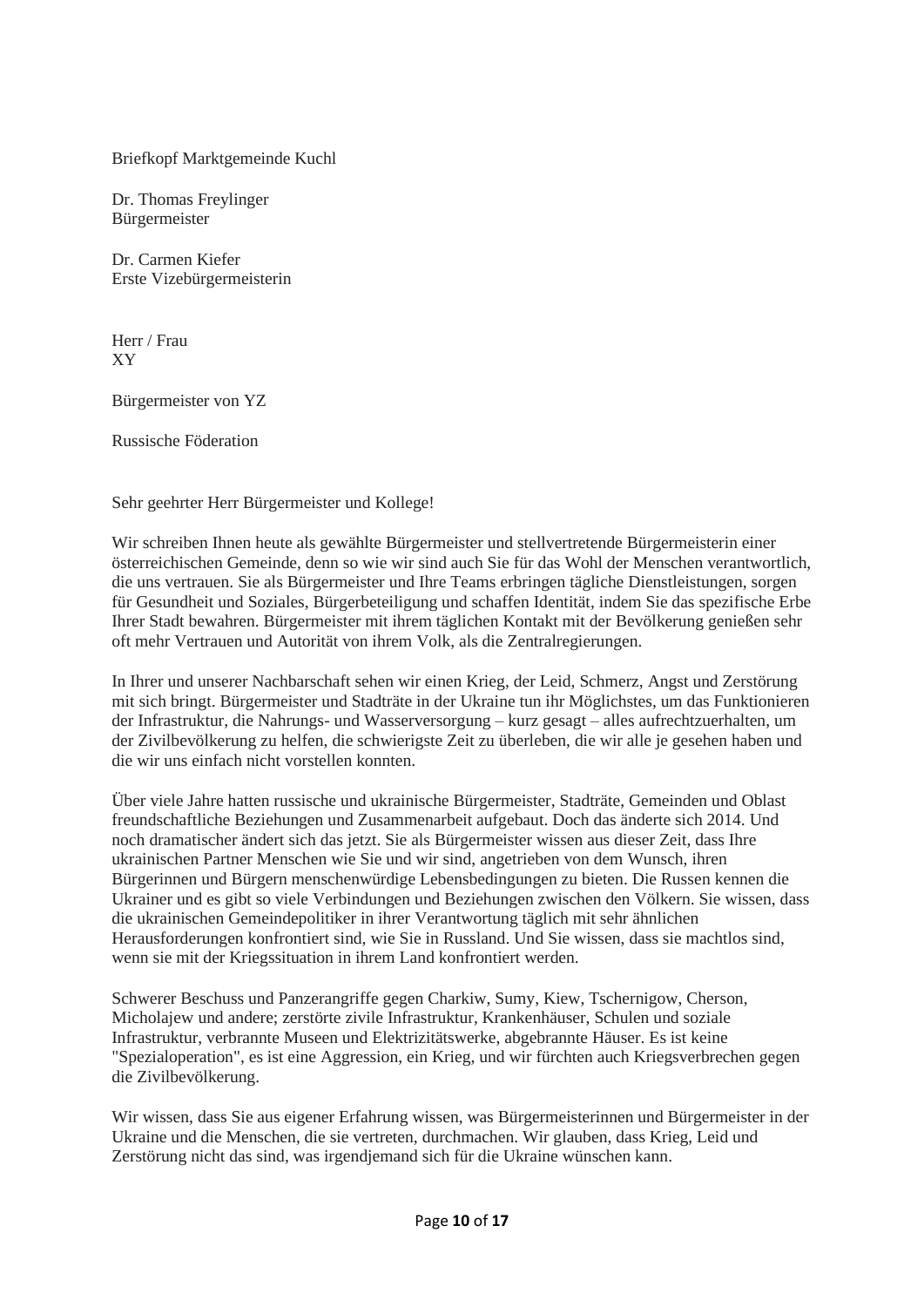Briefkopf Marktgemeinde Kuchl

Dr. Thomas Freylinger
Bürgermeister

Dr. Carmen Kiefer
Erste Vizebürgermeisterin

Herr / Frau
XY

Bürgermeister von YZ

Russische Föderation

Sehr geehrter Herr Bürgermeister und Kollege!

Wir schreiben Ihnen heute als gewählte Bürgermeister und stellvertretende Bürgermeisterin einer österreichischen Gemeinde, denn so wie wir sind auch Sie für das Wohl der Menschen verantwortlich, die uns vertrauen. Sie als Bürgermeister und Ihre Teams erbringen tägliche Dienstleistungen, sorgen für Gesundheit und Soziales, Bürgerbeteiligung und schaffen Identität, indem Sie das spezifische Erbe Ihrer Stadt bewahren. Bürgermeister mit ihrem täglichen Kontakt mit der Bevölkerung genießen sehr oft mehr Vertrauen und Autorität von ihrem Volk, als die Zentralregierungen.

In Ihrer und unserer Nachbarschaft sehen wir einen Krieg, der Leid, Schmerz, Angst und Zerstörung mit sich bringt. Bürgermeister und Stadträte in der Ukraine tun ihr Möglichstes, um das Funktionieren der Infrastruktur, die Nahrungs- und Wasserversorgung – kurz gesagt – alles aufrechtzuerhalten, um der Zivilbevölkerung zu helfen, die schwierigste Zeit zu überleben, die wir alle je gesehen haben und die wir uns einfach nicht vorstellen konnten.

Über viele Jahre hatten russische und ukrainische Bürgermeister, Stadträte, Gemeinden und Oblast freundschaftliche Beziehungen und Zusammenarbeit aufgebaut. Doch das änderte sich 2014. Und noch dramatischer ändert sich das jetzt. Sie als Bürgermeister wissen aus dieser Zeit, dass Ihre ukrainischen Partner Menschen wie Sie und wir sind, angetrieben von dem Wunsch, ihren Bürgerinnen und Bürgern menschenwürdige Lebensbedingungen zu bieten. Die Russen kennen die Ukrainer und es gibt so viele Verbindungen und Beziehungen zwischen den Völkern. Sie wissen, dass die ukrainischen Gemeindepolitiker in ihrer Verantwortung täglich mit sehr ähnlichen Herausforderungen konfrontiert sind, wie Sie in Russland. Und Sie wissen, dass sie machtlos sind, wenn sie mit der Kriegssituation in ihrem Land konfrontiert werden.

Schwerer Beschuss und Panzerangriffe gegen Charkiw, Sumy, Kiew, Tschernigow, Cherson, Micholajew und andere; zerstörte zivile Infrastruktur, Krankenhäuser, Schulen und soziale Infrastruktur, verbrannte Museen und Elektrizitätswerke, abgebrannte Häuser. Es ist keine "Spezialoperation", es ist eine Aggression, ein Krieg, und wir fürchten auch Kriegsverbrechen gegen die Zivilbevölkerung.

Wir wissen, dass Sie aus eigener Erfahrung wissen, was Bürgermeisterinnen und Bürgermeister in der Ukraine und die Menschen, die sie vertreten, durchmachen. Wir glauben, dass Krieg, Leid und Zerstörung nicht das sind, was irgendjemand sich für die Ukraine wünschen kann.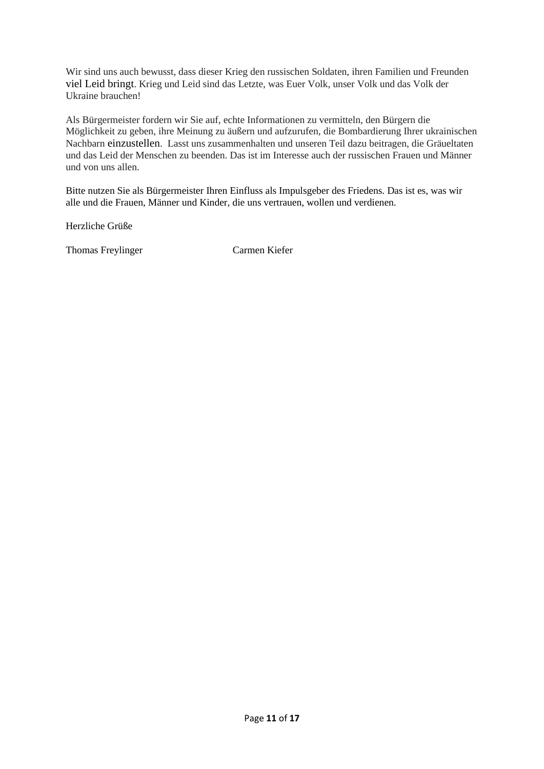Wir sind uns auch bewusst, dass dieser Krieg den russischen Soldaten, ihren Familien und Freunden viel Leid bringt. Krieg und Leid sind das Letzte, was Euer Volk, unser Volk und das Volk der Ukraine brauchen!

Als Bürgermeister fordern wir Sie auf, echte Informationen zu vermitteln, den Bürgern die Möglichkeit zu geben, ihre Meinung zu äußern und aufzurufen, die Bombardierung Ihrer ukrainischen Nachbarn einzustellen. Lasst uns zusammenhalten und unseren Teil dazu beitragen, die Gräueltaten und das Leid der Menschen zu beenden. Das ist im Interesse auch der russischen Frauen und Männer und von uns allen.

Bitte nutzen Sie als Bürgermeister Ihren Einfluss als Impulsgeber des Friedens. Das ist es, was wir alle und die Frauen, Männer und Kinder, die uns vertrauen, wollen und verdienen.

Herzliche Grüße

Thomas Freylinger Carmen Kiefer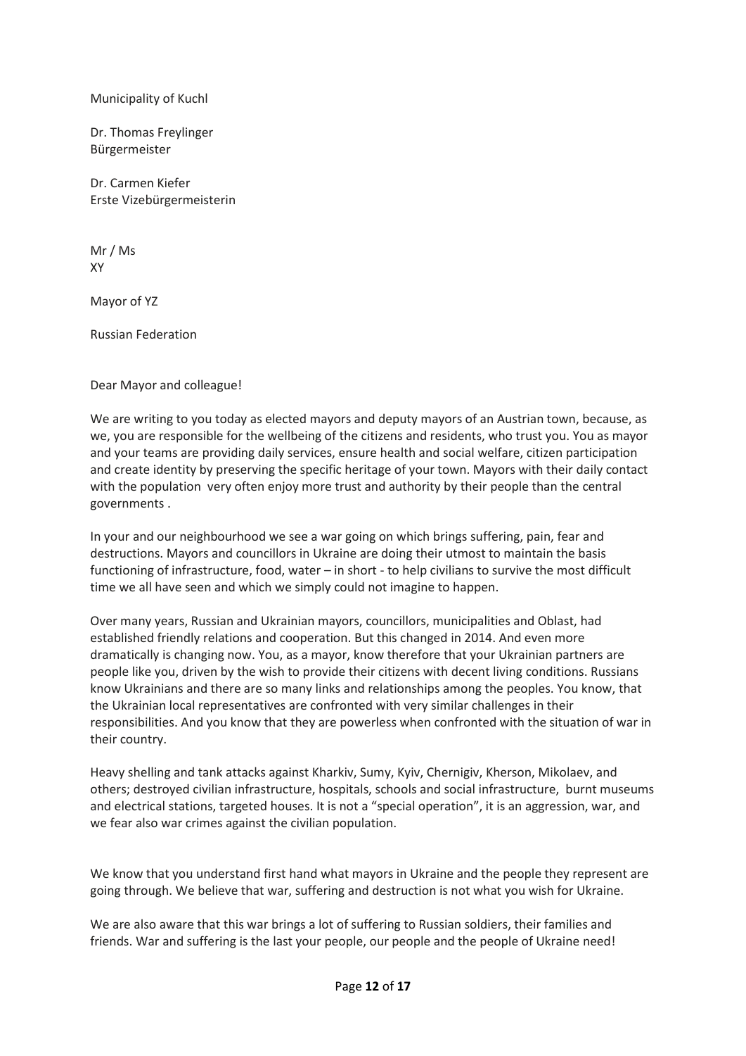Municipality of Kuchl

Dr. Thomas Freylinger
Bürgermeister

Dr. Carmen Kiefer
Erste Vizebürgermeisterin

Mr / Ms
XY

Mayor of YZ

Russian Federation

Dear Mayor and colleague!

We are writing to you today as elected mayors and deputy mayors of an Austrian town, because, as we, you are responsible for the wellbeing of the citizens and residents, who trust you. You as mayor and your teams are providing daily services, ensure health and social welfare, citizen participation and create identity by preserving the specific heritage of your town. Mayors with their daily contact with the population very often enjoy more trust and authority by their people than the central governments .

In your and our neighbourhood we see a war going on which brings suffering, pain, fear and destructions. Mayors and councillors in Ukraine are doing their utmost to maintain the basis functioning of infrastructure, food, water – in short - to help civilians to survive the most difficult time we all have seen and which we simply could not imagine to happen.

Over many years, Russian and Ukrainian mayors, councillors, municipalities and Oblast, had established friendly relations and cooperation. But this changed in 2014. And even more dramatically is changing now. You, as a mayor, know therefore that your Ukrainian partners are people like you, driven by the wish to provide their citizens with decent living conditions. Russians know Ukrainians and there are so many links and relationships among the peoples. You know, that the Ukrainian local representatives are confronted with very similar challenges in their responsibilities. And you know that they are powerless when confronted with the situation of war in their country.

Heavy shelling and tank attacks against Kharkiv, Sumy, Kyiv, Chernigiv, Kherson, Mikolaev, and others; destroyed civilian infrastructure, hospitals, schools and social infrastructure, burnt museums and electrical stations, targeted houses. It is not a "special operation", it is an aggression, war, and we fear also war crimes against the civilian population.

We know that you understand first hand what mayors in Ukraine and the people they represent are going through. We believe that war, suffering and destruction is not what you wish for Ukraine.

We are also aware that this war brings a lot of suffering to Russian soldiers, their families and friends. War and suffering is the last your people, our people and the people of Ukraine need!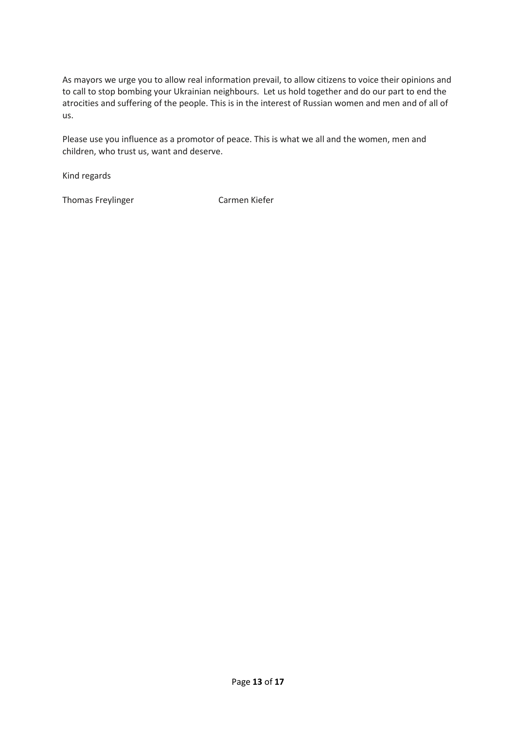As mayors we urge you to allow real information prevail, to allow citizens to voice their opinions and to call to stop bombing your Ukrainian neighbours. Let us hold together and do our part to end the atrocities and suffering of the people. This is in the interest of Russian women and men and of all of us.

Please use you influence as a promotor of peace. This is what we all and the women, men and children, who trust us, want and deserve.

Kind regards

Thomas Freylinger Carmen Kiefer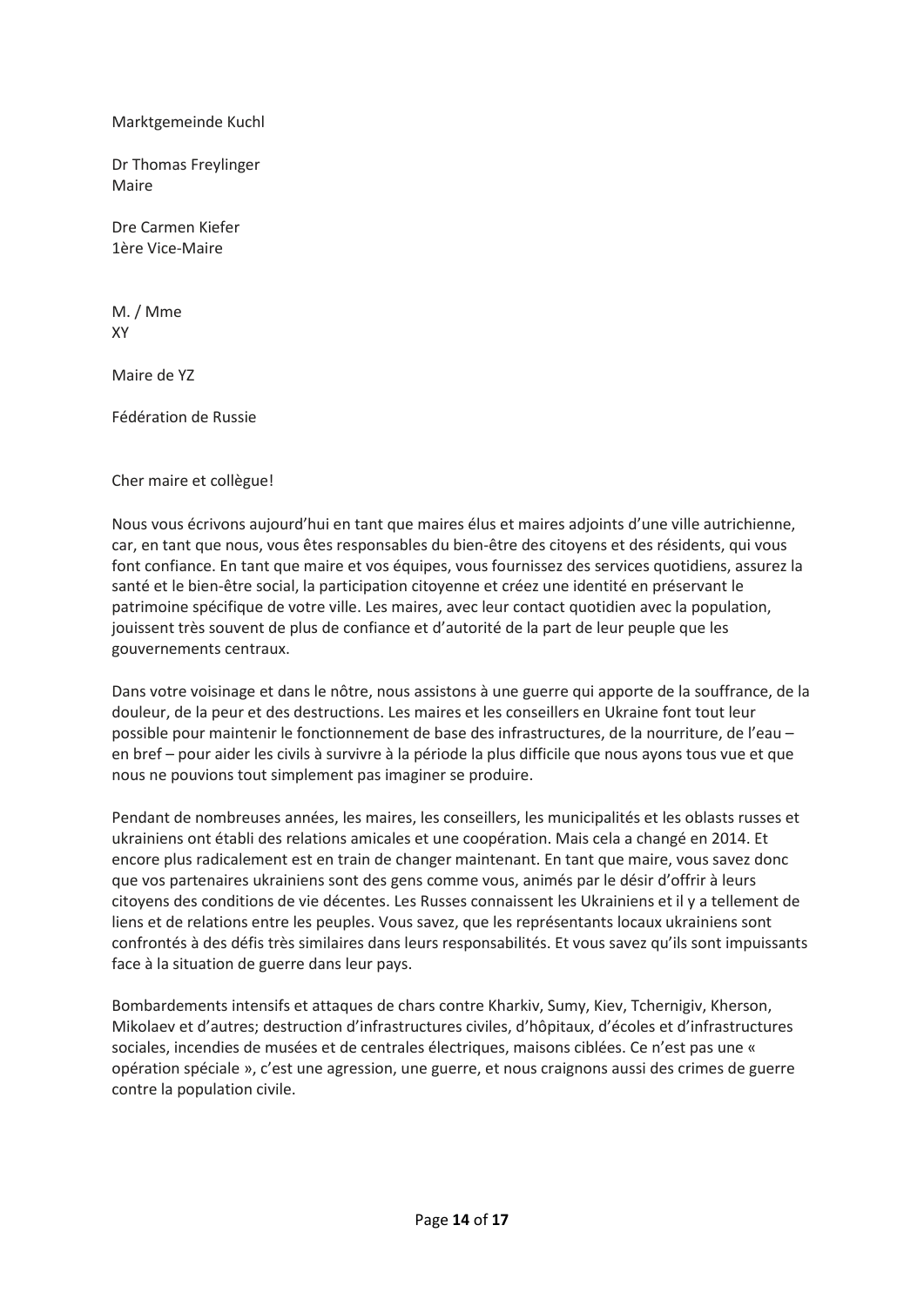Marktgemeinde Kuchl

Dr Thomas Freylinger
Maire

Dre Carmen Kiefer
1ère Vice-Maire

M. / Mme
XY

Maire de YZ

Fédération de Russie

Cher maire et collègue!

Nous vous écrivons aujourd'hui en tant que maires élus et maires adjoints d'une ville autrichienne, car, en tant que nous, vous êtes responsables du bien-être des citoyens et des résidents, qui vous font confiance. En tant que maire et vos équipes, vous fournissez des services quotidiens, assurez la santé et le bien-être social, la participation citoyenne et créez une identité en préservant le patrimoine spécifique de votre ville. Les maires, avec leur contact quotidien avec la population, jouissent très souvent de plus de confiance et d'autorité de la part de leur peuple que les gouvernements centraux.

Dans votre voisinage et dans le nôtre, nous assistons à une guerre qui apporte de la souffrance, de la douleur, de la peur et des destructions. Les maires et les conseillers en Ukraine font tout leur possible pour maintenir le fonctionnement de base des infrastructures, de la nourriture, de l'eau – en bref – pour aider les civils à survivre à la période la plus difficile que nous ayons tous vue et que nous ne pouvions tout simplement pas imaginer se produire.

Pendant de nombreuses années, les maires, les conseillers, les municipalités et les oblasts russes et ukrainiens ont établi des relations amicales et une coopération. Mais cela a changé en 2014. Et encore plus radicalement est en train de changer maintenant. En tant que maire, vous savez donc que vos partenaires ukrainiens sont des gens comme vous, animés par le désir d'offrir à leurs citoyens des conditions de vie décentes. Les Russes connaissent les Ukrainiens et il y a tellement de liens et de relations entre les peuples. Vous savez, que les représentants locaux ukrainiens sont confrontés à des défis très similaires dans leurs responsabilités. Et vous savez qu'ils sont impuissants face à la situation de guerre dans leur pays.

Bombardements intensifs et attaques de chars contre Kharkiv, Sumy, Kiev, Tchernigiv, Kherson, Mikolaev et d'autres; destruction d'infrastructures civiles, d'hôpitaux, d'écoles et d'infrastructures sociales, incendies de musées et de centrales électriques, maisons ciblées. Ce n'est pas une « opération spéciale », c'est une agression, une guerre, et nous craignons aussi des crimes de guerre contre la population civile.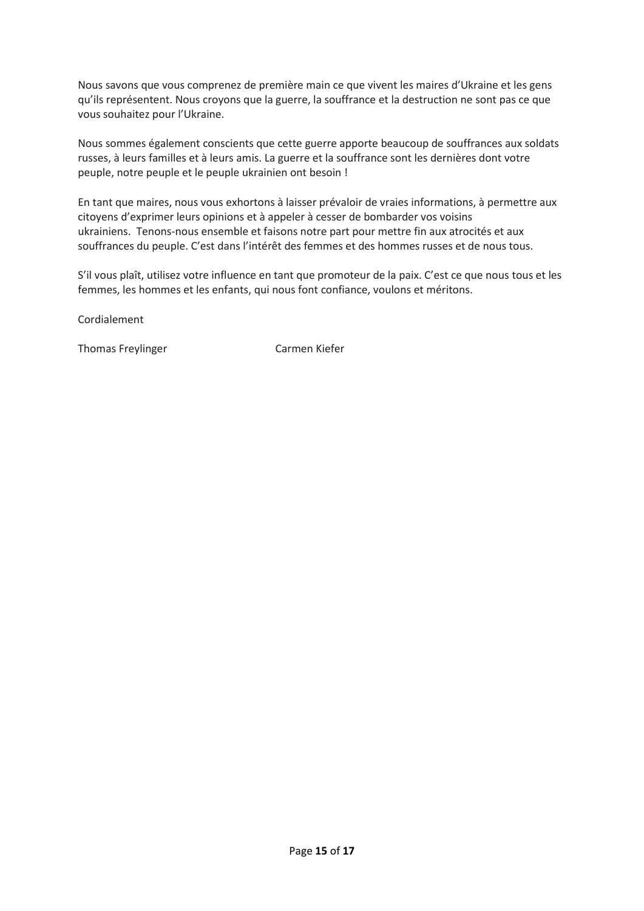Nous savons que vous comprenez de première main ce que vivent les maires d'Ukraine et les gens qu'ils représentent. Nous croyons que la guerre, la souffrance et la destruction ne sont pas ce que vous souhaitez pour l'Ukraine.

Nous sommes également conscients que cette guerre apporte beaucoup de souffrances aux soldats russes, à leurs familles et à leurs amis. La guerre et la souffrance sont les dernières dont votre peuple, notre peuple et le peuple ukrainien ont besoin !

En tant que maires, nous vous exhortons à laisser prévaloir de vraies informations, à permettre aux citoyens d'exprimer leurs opinions et à appeler à cesser de bombarder vos voisins ukrainiens. Tenons-nous ensemble et faisons notre part pour mettre fin aux atrocités et aux souffrances du peuple. C'est dans l'intérêt des femmes et des hommes russes et de nous tous.

S'il vous plaît, utilisez votre influence en tant que promoteur de la paix. C'est ce que nous tous et les femmes, les hommes et les enfants, qui nous font confiance, voulons et méritons.

Cordialement

Thomas Freylinger Carmen Kiefer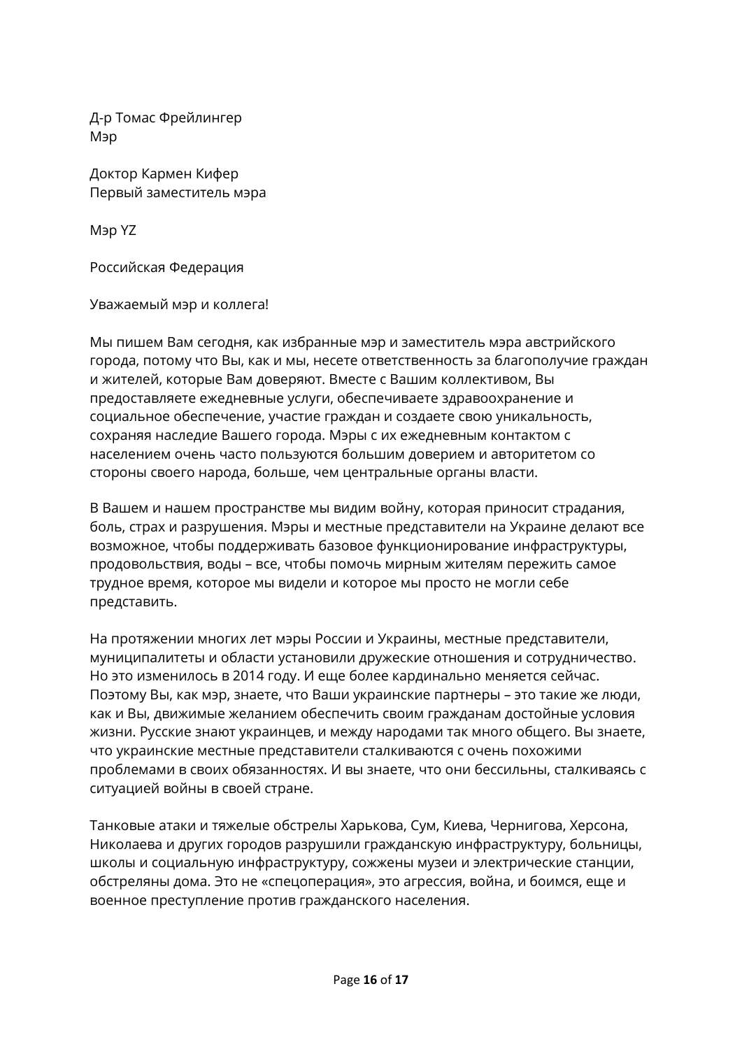Д-р Томас Фрейлингер
Мэр

Доктор Кармен Кифер
Первый заместитель мэра

Мэр YZ

Российская Федерация

Уважаемый мэр и коллега!

Мы пишем Вам сегодня, как избранные мэр и заместитель мэра австрийского города, потому что Вы, как и мы, несете ответственность за благополучие граждан и жителей, которые Вам доверяют. Вместе с Вашим коллективом, Вы предоставляете ежедневные услуги, обеспечиваете здравоохранение и социальное обеспечение, участие граждан и создаете свою уникальность, сохраняя наследие Вашего города. Мэры с их ежедневным контактом с населением очень часто пользуются большим доверием и авторитетом со стороны своего народа, больше, чем центральные органы власти.

В Вашем и нашем пространстве мы видим войну, которая приносит страдания, боль, страх и разрушения. Мэры и местные представители на Украине делают все возможное, чтобы поддерживать базовое функционирование инфраструктуры, продовольствия, воды – все, чтобы помочь мирным жителям пережить самое трудное время, которое мы видели и которое мы просто не могли себе представить.

На протяжении многих лет мэры России и Украины, местные представители, муниципалитеты и области установили дружеские отношения и сотрудничество. Но это изменилось в 2014 году. И еще более кардинально меняется сейчас. Поэтому Вы, как мэр, знаете, что Ваши украинские партнеры – это такие же люди, как и Вы, движимые желанием обеспечить своим гражданам достойные условия жизни. Русские знают украинцев, и между народами так много общего. Вы знаете, что украинские местные представители сталкиваются с очень похожими проблемами в своих обязанностях. И вы знаете, что они бессильны, сталкиваясь с ситуацией войны в своей стране.

Танковые атаки и тяжелые обстрелы Харькова, Сум, Киева, Чернигова, Херсона, Николаева и других городов разрушили гражданскую инфраструктуру, больницы, школы и социальную инфраструктуру, сожжены музеи и электрические станции, обстреляны дома. Это не «спецоперация», это агрессия, война, и боимся, еще и военное преступление против гражданского населения.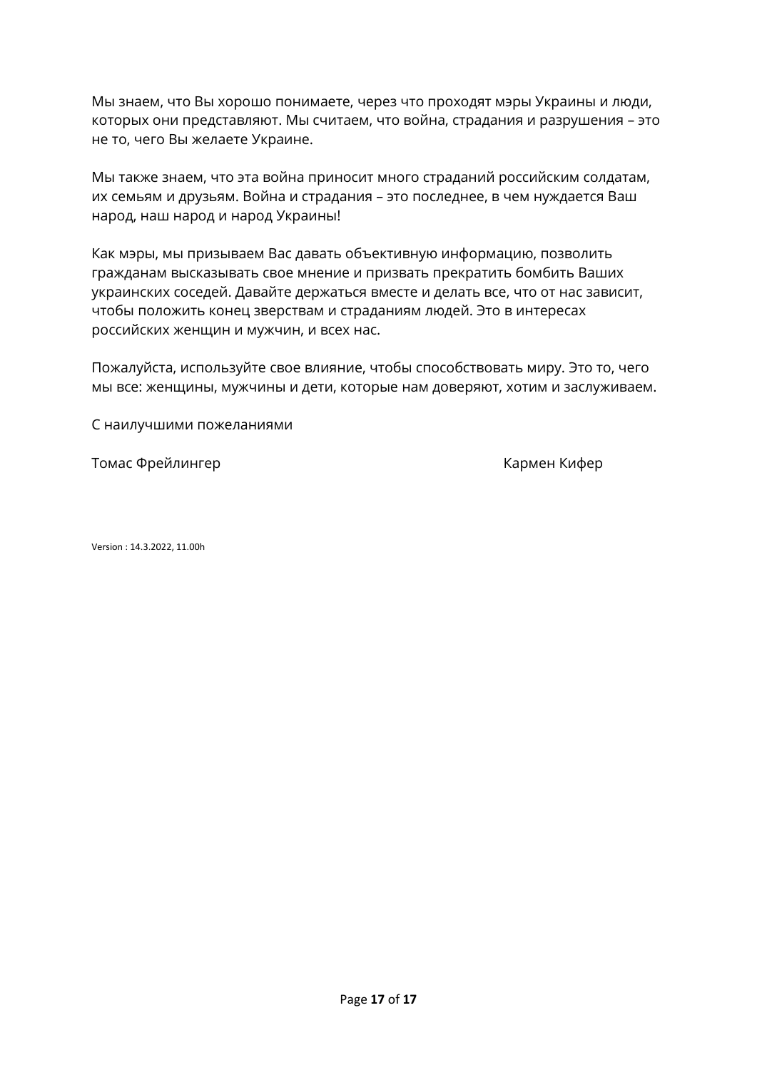Мы знаем, что Вы хорошо понимаете, через что проходят мэры Украины и люди, которых они представляют. Мы считаем, что война, страдания и разрушения – это не то, чего Вы желаете Украине.

Мы также знаем, что эта война приносит много страданий российским солдатам, их семьям и друзьям. Война и страдания – это последнее, в чем нуждается Ваш народ, наш народ и народ Украины!

Как мэры, мы призываем Вас давать объективную информацию, позволить гражданам высказывать свое мнение и призвать прекратить бомбить Ваших украинских соседей. Давайте держаться вместе и делать все, что от нас зависит, чтобы положить конец зверствам и страданиям людей. Это в интересах российских женщин и мужчин, и всех нас.

Пожалуйста, используйте свое влияние, чтобы способствовать миру. Это то, чего мы все: женщины, мужчины и дети, которые нам доверяют, хотим и заслуживаем.

С наилучшими пожеланиями

Томас Фрейлингер                                        Кармен Кифер

Version : 14.3.2022, 11.00h